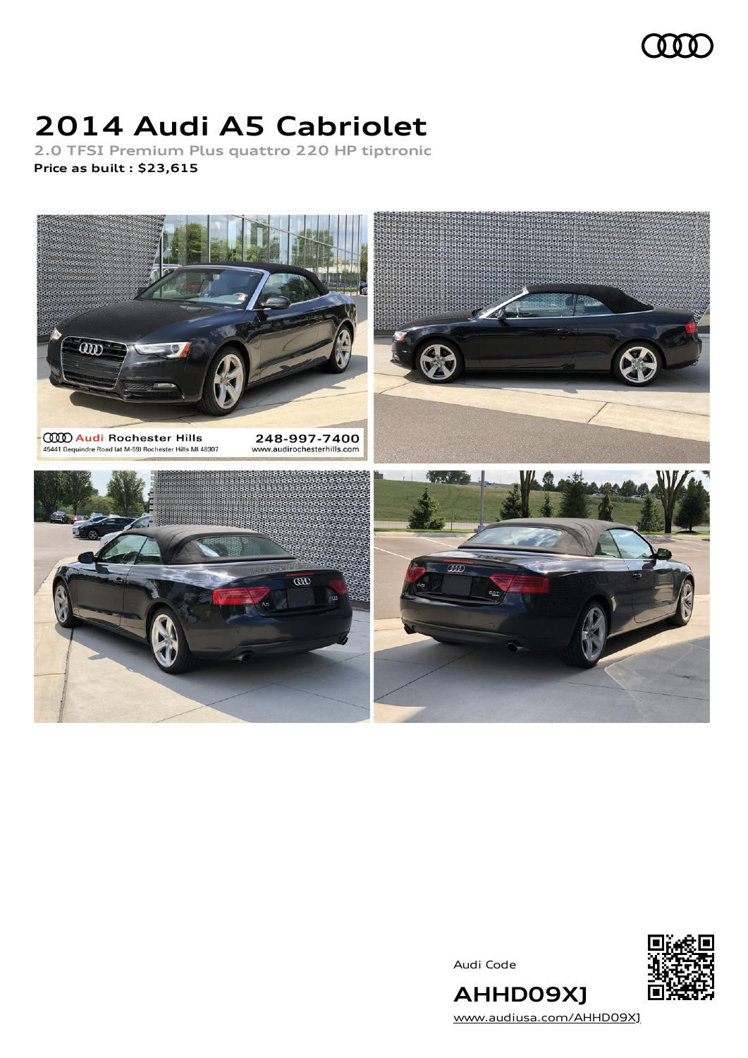# 2014 Audi A5 Cabriolet

**2.0 TFSI Premium Plus quattro 220 HP tiptronic**

**Price as built : $23,615**

Audi Rochester Hills
45441 Dequindre Road (at M-59) Rochester Hills MI 48307
248-997-7400
www.audirochesterhills.com

Audi Code

## AHHD09XJ

[www.audiusa.com/AHHD09XJ](www.audiusa.com/AHHD09XJ)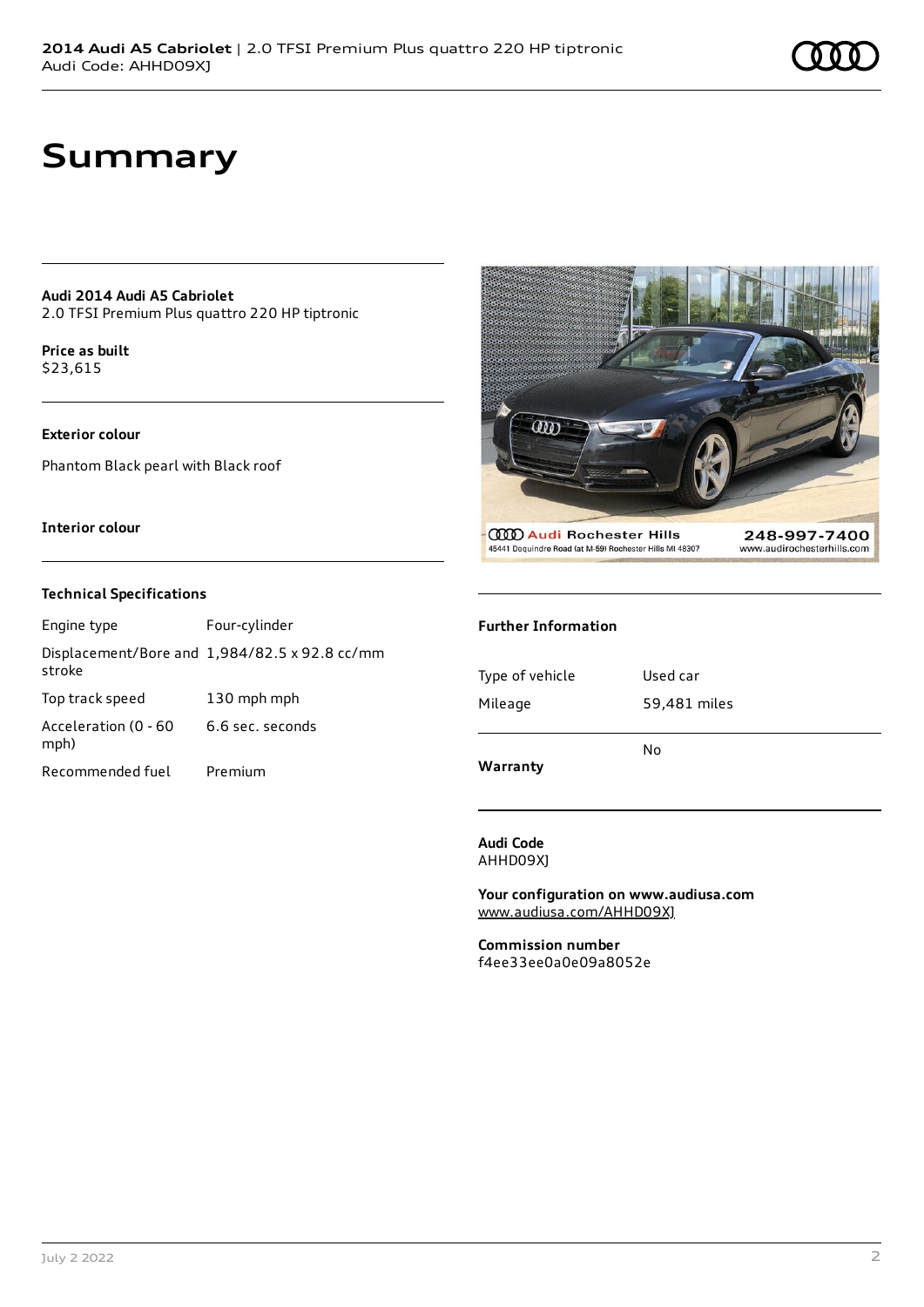# Summary

**Audi 2014 Audi A5 Cabriolet**
2.0 TFSI Premium Plus quattro 220 HP tiptronic

**Price as built**
$23,615

### Exterior colour

Phantom Black pearl with Black roof

### Interior colour

### Technical Specifications

| | |
|---|---|
| Engine type | Four-cylinder |
| Displacement/Bore and stroke | 1,984/82.5 x 92.8 cc/mm |
| Top track speed | 130 mph mph |
| Acceleration (0 - 60 mph) | 6.6 sec. seconds |
| Recommended fuel | Premium |

### Further Information

| | |
|---|---|
| Type of vehicle | Used car |
| Mileage | 59,481 miles |
| **Warranty** | No |

**Audi Code**
AHHD09XJ

**Your configuration on www.audiusa.com**
www.audiusa.com/AHHD09XJ

**Commission number**
f4ee33ee0a0e09a8052e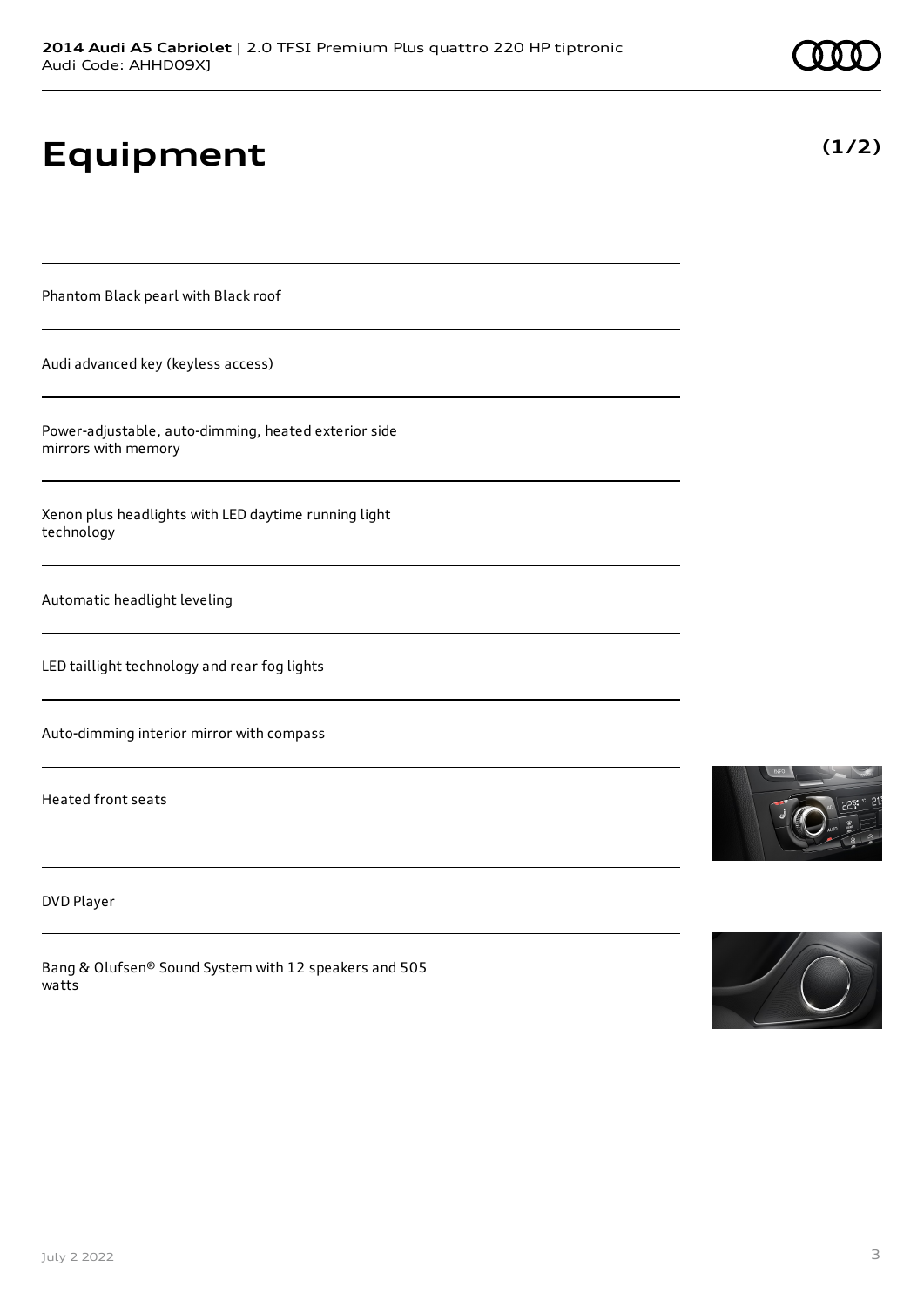# Equipment

**(1/2)**

Phantom Black pearl with Black roof

Audi advanced key (keyless access)

Power-adjustable, auto-dimming, heated exterior side mirrors with memory

Xenon plus headlights with LED daytime running light technology

Automatic headlight leveling

LED taillight technology and rear fog lights

Auto-dimming interior mirror with compass

Heated front seats

DVD Player

Bang & Olufsen® Sound System with 12 speakers and 505 watts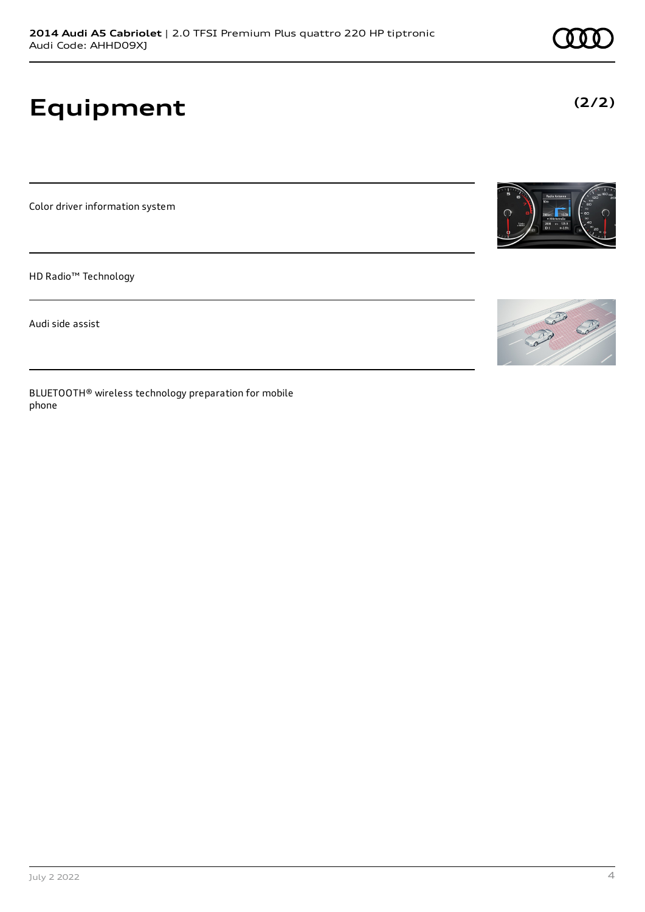# Equipment

**(2/2)**

Color driver information system

HD Radio™ Technology

Audi side assist

BLUETOOTH® wireless technology preparation for mobile phone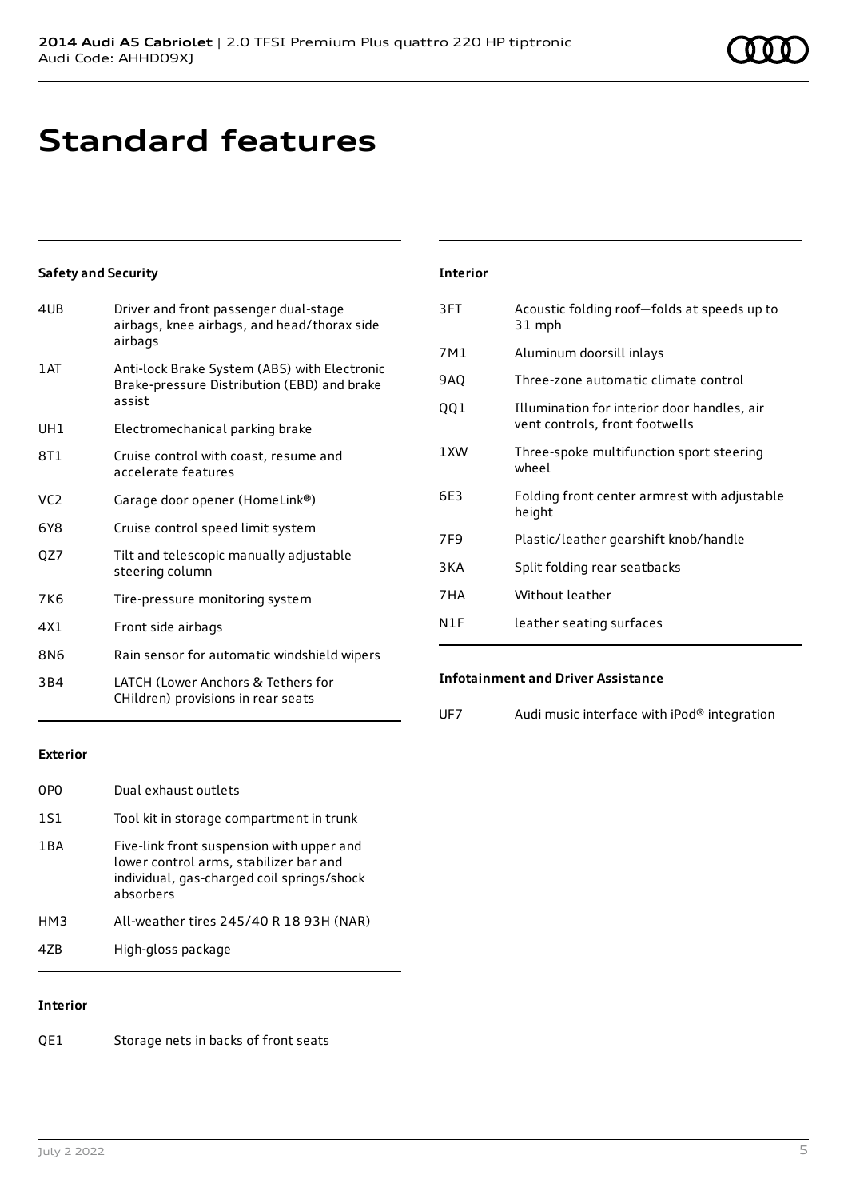# Standard features

### Safety and Security

| | |
|---|---|
| 4UB | Driver and front passenger dual-stage airbags, knee airbags, and head/thorax side airbags |
| 1AT | Anti-lock Brake System (ABS) with Electronic Brake-pressure Distribution (EBD) and brake assist |
| UH1 | Electromechanical parking brake |
| 8T1 | Cruise control with coast, resume and accelerate features |
| VC2 | Garage door opener (HomeLink®) |
| 6Y8 | Cruise control speed limit system |
| QZ7 | Tilt and telescopic manually adjustable steering column |
| 7K6 | Tire-pressure monitoring system |
| 4X1 | Front side airbags |
| 8N6 | Rain sensor for automatic windshield wipers |
| 3B4 | LATCH (Lower Anchors & Tethers for CHildren) provisions in rear seats |

### Exterior

| | |
|---|---|
| 0P0 | Dual exhaust outlets |
| 1S1 | Tool kit in storage compartment in trunk |
| 1BA | Five-link front suspension with upper and lower control arms, stabilizer bar and individual, gas-charged coil springs/shock absorbers |
| HM3 | All-weather tires 245/40 R 18 93H (NAR) |
| 4ZB | High-gloss package |

### Interior

| | |
|---|---|
| QE1 | Storage nets in backs of front seats |
| 3FT | Acoustic folding roof—folds at speeds up to 31 mph |
| 7M1 | Aluminum doorsill inlays |
| 9AQ | Three-zone automatic climate control |
| QQ1 | Illumination for interior door handles, air vent controls, front footwells |
| 1XW | Three-spoke multifunction sport steering wheel |
| 6E3 | Folding front center armrest with adjustable height |
| 7F9 | Plastic/leather gearshift knob/handle |
| 3KA | Split folding rear seatbacks |
| 7HA | Without leather |
| N1F | leather seating surfaces |

### Infotainment and Driver Assistance

| | |
|---|---|
| UF7 | Audi music interface with iPod® integration |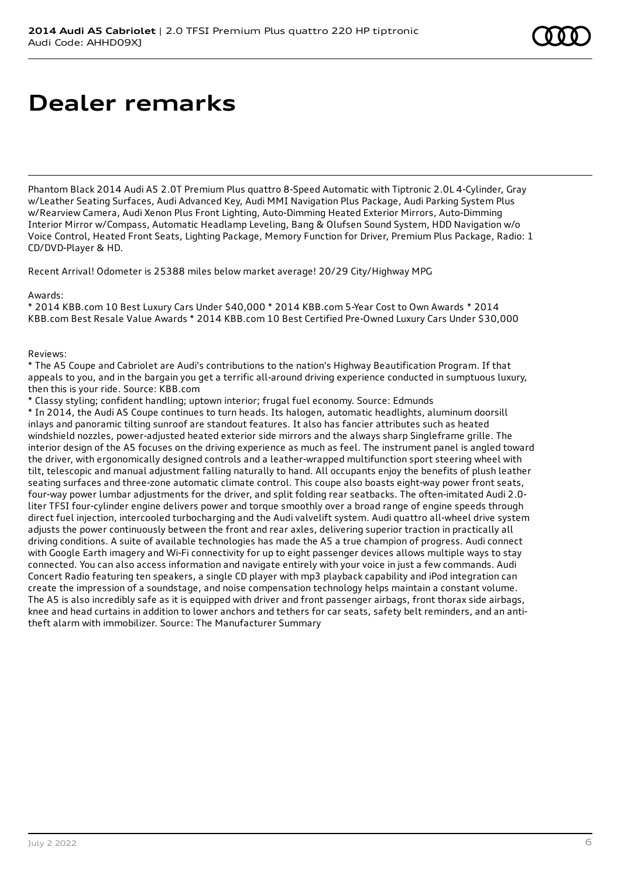# Dealer remarks

Phantom Black 2014 Audi A5 2.0T Premium Plus quattro 8-Speed Automatic with Tiptronic 2.0L 4-Cylinder, Gray w/Leather Seating Surfaces, Audi Advanced Key, Audi MMI Navigation Plus Package, Audi Parking System Plus w/Rearview Camera, Audi Xenon Plus Front Lighting, Auto-Dimming Heated Exterior Mirrors, Auto-Dimming Interior Mirror w/Compass, Automatic Headlamp Leveling, Bang & Olufsen Sound System, HDD Navigation w/o Voice Control, Heated Front Seats, Lighting Package, Memory Function for Driver, Premium Plus Package, Radio: 1 CD/DVD-Player & HD.

Recent Arrival! Odometer is 25388 miles below market average! 20/29 City/Highway MPG

Awards:
* 2014 KBB.com 10 Best Luxury Cars Under $40,000 * 2014 KBB.com 5-Year Cost to Own Awards * 2014 KBB.com Best Resale Value Awards * 2014 KBB.com 10 Best Certified Pre-Owned Luxury Cars Under $30,000

Reviews:
* The A5 Coupe and Cabriolet are Audi's contributions to the nation's Highway Beautification Program. If that appeals to you, and in the bargain you get a terrific all-around driving experience conducted in sumptuous luxury, then this is your ride. Source: KBB.com
* Classy styling; confident handling; uptown interior; frugal fuel economy. Source: Edmunds
* In 2014, the Audi A5 Coupe continues to turn heads. Its halogen, automatic headlights, aluminum doorsill inlays and panoramic tilting sunroof are standout features. It also has fancier attributes such as heated windshield nozzles, power-adjusted heated exterior side mirrors and the always sharp Singleframe grille. The interior design of the A5 focuses on the driving experience as much as feel. The instrument panel is angled toward the driver, with ergonomically designed controls and a leather-wrapped multifunction sport steering wheel with tilt, telescopic and manual adjustment falling naturally to hand. All occupants enjoy the benefits of plush leather seating surfaces and three-zone automatic climate control. This coupe also boasts eight-way power front seats, four-way power lumbar adjustments for the driver, and split folding rear seatbacks. The often-imitated Audi 2.0-liter TFSI four-cylinder engine delivers power and torque smoothly over a broad range of engine speeds through direct fuel injection, intercooled turbocharging and the Audi valvelift system. Audi quattro all-wheel drive system adjusts the power continuously between the front and rear axles, delivering superior traction in practically all driving conditions. A suite of available technologies has made the A5 a true champion of progress. Audi connect with Google Earth imagery and Wi-Fi connectivity for up to eight passenger devices allows multiple ways to stay connected. You can also access information and navigate entirely with your voice in just a few commands. Audi Concert Radio featuring ten speakers, a single CD player with mp3 playback capability and iPod integration can create the impression of a soundstage, and noise compensation technology helps maintain a constant volume. The A5 is also incredibly safe as it is equipped with driver and front passenger airbags, front thorax side airbags, knee and head curtains in addition to lower anchors and tethers for car seats, safety belt reminders, and an anti-theft alarm with immobilizer. Source: The Manufacturer Summary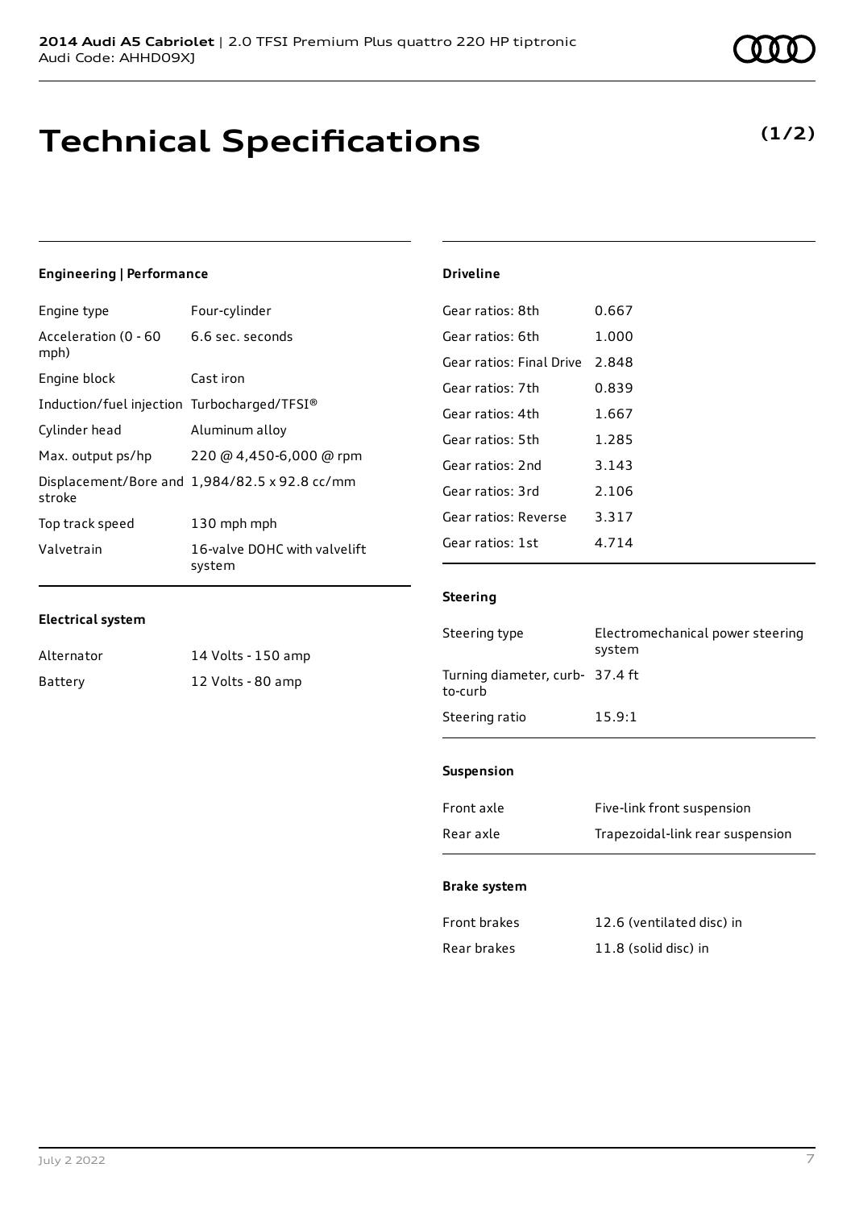**2014 Audi A5 Cabriolet** | 2.0 TFSI Premium Plus quattro 220 HP tiptronic
Audi Code: AHHD09XJ

# Technical Specifications

**(1/2)**

### Engineering | Performance

| | |
|---|---|
| Engine type | Four-cylinder |
| Acceleration (0 - 60 mph) | 6.6 sec. seconds |
| Engine block | Cast iron |
| Induction/fuel injection | Turbocharged/TFSI® |
| Cylinder head | Aluminum alloy |
| Max. output ps/hp | 220 @ 4,450-6,000 @ rpm |
| Displacement/Bore and stroke | 1,984/82.5 x 92.8 cc/mm |
| Top track speed | 130 mph mph |
| Valvetrain | 16-valve DOHC with valvelift system |

### Electrical system

| | |
|---|---|
| Alternator | 14 Volts - 150 amp |
| Battery | 12 Volts - 80 amp |

### Driveline

| | |
|---|---|
| Gear ratios: 8th | 0.667 |
| Gear ratios: 6th | 1.000 |
| Gear ratios: Final Drive | 2.848 |
| Gear ratios: 7th | 0.839 |
| Gear ratios: 4th | 1.667 |
| Gear ratios: 5th | 1.285 |
| Gear ratios: 2nd | 3.143 |
| Gear ratios: 3rd | 2.106 |
| Gear ratios: Reverse | 3.317 |
| Gear ratios: 1st | 4.714 |

### Steering

| | |
|---|---|
| Steering type | Electromechanical power steering system |
| Turning diameter, curb-to-curb | 37.4 ft |
| Steering ratio | 15.9:1 |

### Suspension

| | |
|---|---|
| Front axle | Five-link front suspension |
| Rear axle | Trapezoidal-link rear suspension |

### Brake system

| | |
|---|---|
| Front brakes | 12.6 (ventilated disc) in |
| Rear brakes | 11.8 (solid disc) in |

July 2 2022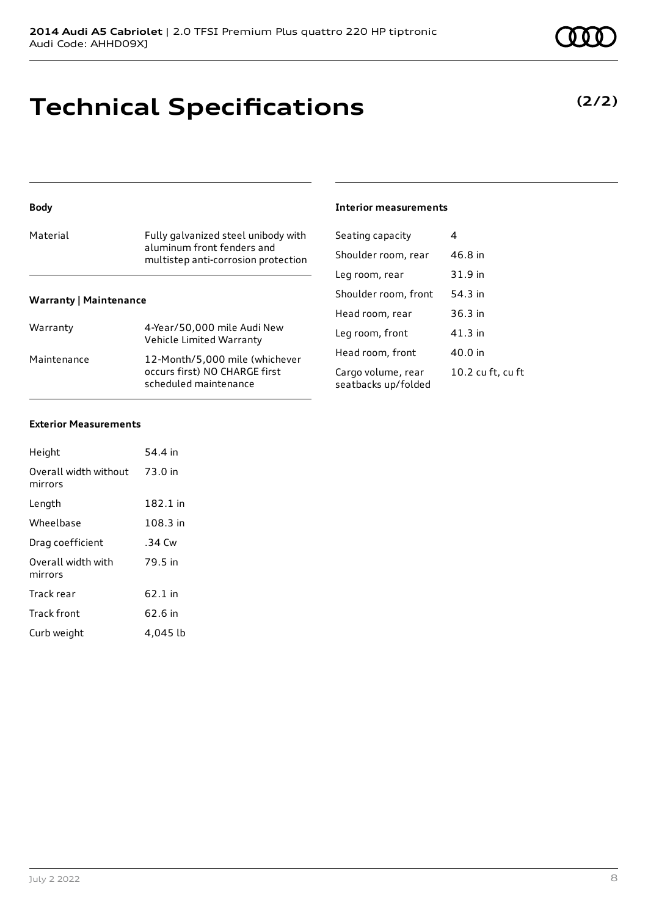# Technical Specifications

**(2/2)**

### Body

| | |
|---|---|
| Material | Fully galvanized steel unibody with aluminum front fenders and multistep anti-corrosion protection |

### Warranty | Maintenance

| | |
|---|---|
| Warranty | 4-Year/50,000 mile Audi New Vehicle Limited Warranty |
| Maintenance | 12-Month/5,000 mile (whichever occurs first) NO CHARGE first scheduled maintenance |

### Exterior Measurements

| | |
|---|---|
| Height | 54.4 in |
| Overall width without mirrors | 73.0 in |
| Length | 182.1 in |
| Wheelbase | 108.3 in |
| Drag coefficient | .34 Cw |
| Overall width with mirrors | 79.5 in |
| Track rear | 62.1 in |
| Track front | 62.6 in |
| Curb weight | 4,045 lb |

### Interior measurements

| | |
|---|---|
| Seating capacity | 4 |
| Shoulder room, rear | 46.8 in |
| Leg room, rear | 31.9 in |
| Shoulder room, front | 54.3 in |
| Head room, rear | 36.3 in |
| Leg room, front | 41.3 in |
| Head room, front | 40.0 in |
| Cargo volume, rear seatbacks up/folded | 10.2 cu ft, cu ft |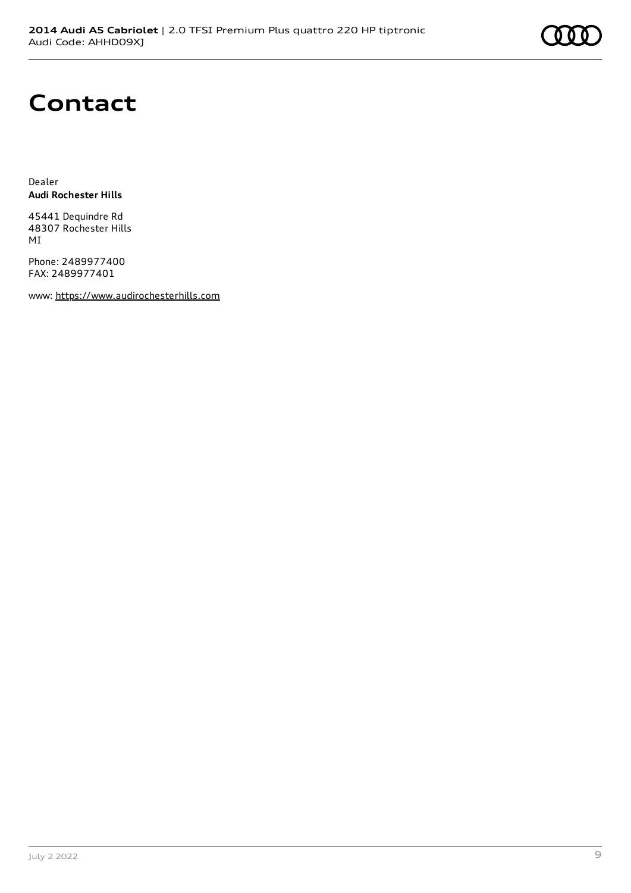# Contact

Dealer
**Audi Rochester Hills**

45441 Dequindre Rd
48307 Rochester Hills
MI

Phone: 2489977400
FAX: 2489977401

www: https://www.audirochesterhills.com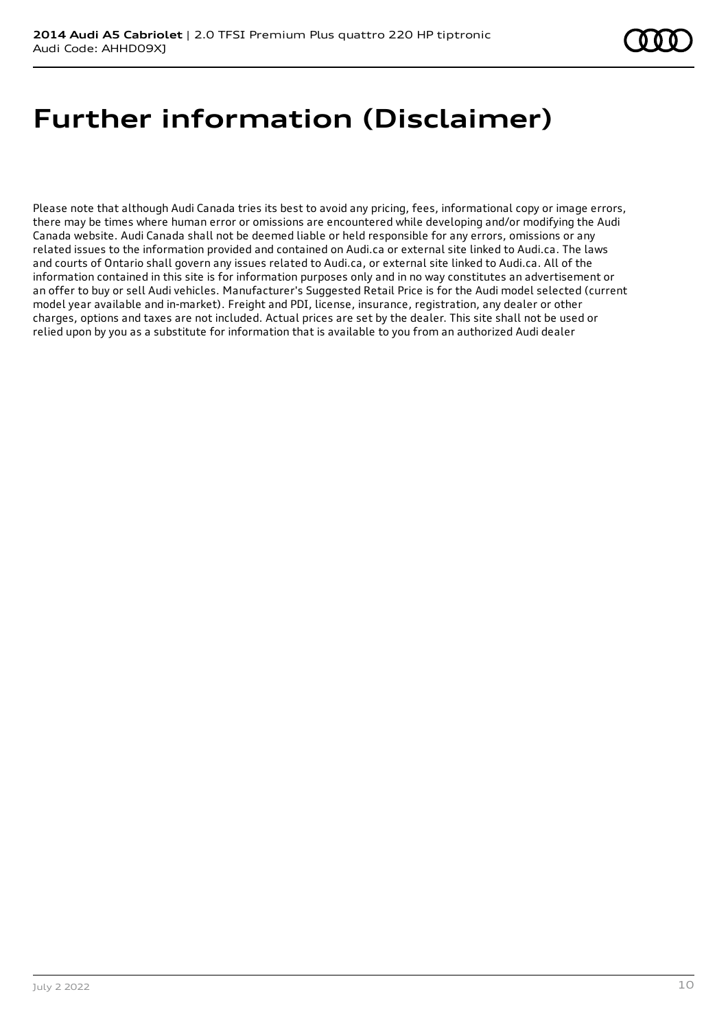# Further information (Disclaimer)

Please note that although Audi Canada tries its best to avoid any pricing, fees, informational copy or image errors, there may be times where human error or omissions are encountered while developing and/or modifying the Audi Canada website. Audi Canada shall not be deemed liable or held responsible for any errors, omissions or any related issues to the information provided and contained on Audi.ca or external site linked to Audi.ca. The laws and courts of Ontario shall govern any issues related to Audi.ca, or external site linked to Audi.ca. All of the information contained in this site is for information purposes only and in no way constitutes an advertisement or an offer to buy or sell Audi vehicles. Manufacturer's Suggested Retail Price is for the Audi model selected (current model year available and in-market). Freight and PDI, license, insurance, registration, any dealer or other charges, options and taxes are not included. Actual prices are set by the dealer. This site shall not be used or relied upon by you as a substitute for information that is available to you from an authorized Audi dealer